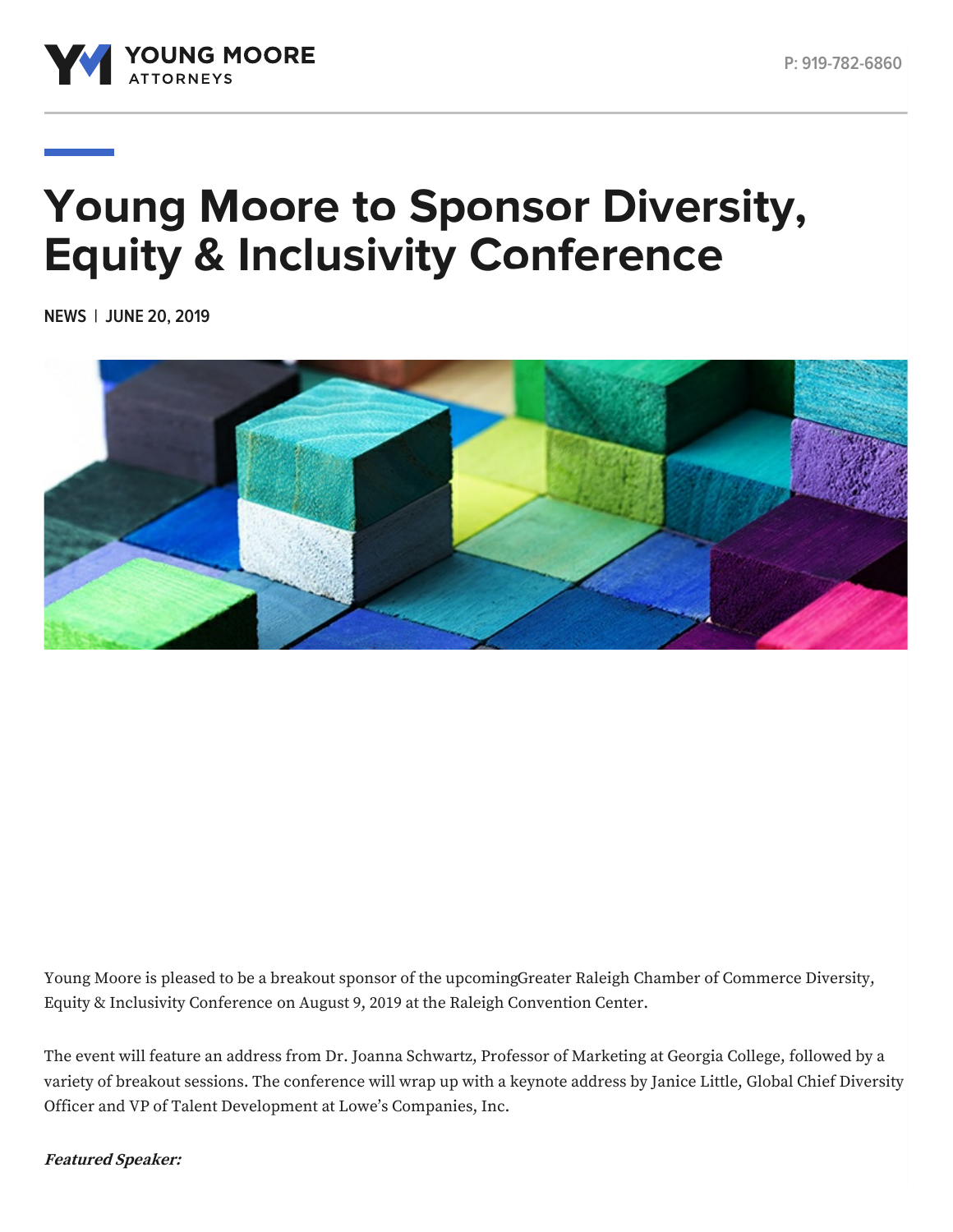# Young Moore to Sponsor Diversity, Equity & Inclusivity Conference

NEWS | JUNE 20, 2019

Young Moore is pleased to be a breakout sponsor of the upcomingGreater Raleigh Chamber of Commerce Diversity, Equity & Inclusivity Conference on August 9, 2019 at the Raleigh Convention Center.

The event will feature an address from Dr. Joanna Schwartz, Professor of Marketing at Georgia College, followed by a variety of breakout sessions. The conference will wrap up with a keynote address by Janice Little, Global Chief Diversity Officer and VP of Talent Development at Lowe's Companies, Inc.

***Featured Speaker:***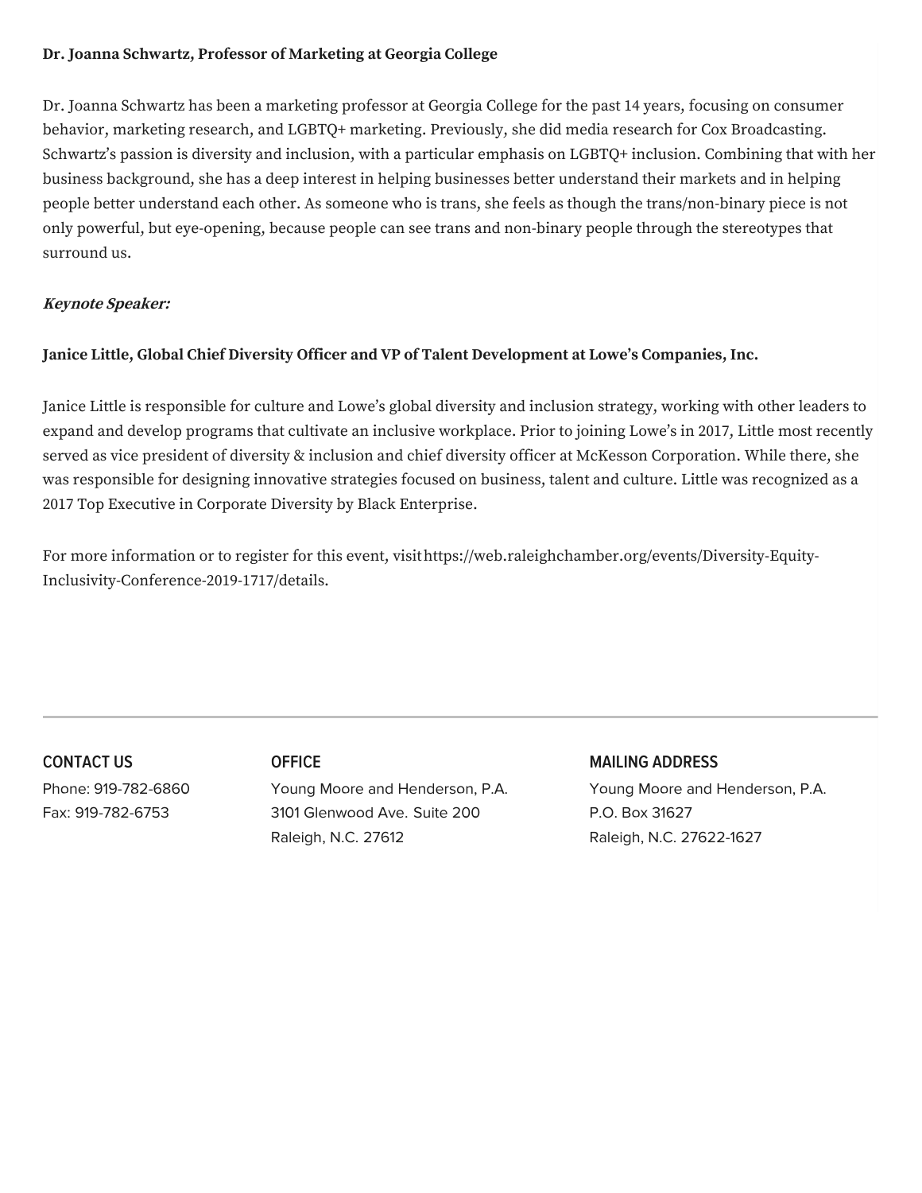**Dr. Joanna Schwartz, Professor of Marketing at Georgia College**

Dr. Joanna Schwartz has been a marketing professor at Georgia College for the past 14 years, focusing on consumer behavior, marketing research, and LGBTQ+ marketing. Previously, she did media research for Cox Broadcasting. Schwartz's passion is diversity and inclusion, with a particular emphasis on LGBTQ+ inclusion. Combining that with her business background, she has a deep interest in helping businesses better understand their markets and in helping people better understand each other. As someone who is trans, she feels as though the trans/non-binary piece is not only powerful, but eye-opening, because people can see trans and non-binary people through the stereotypes that surround us.

***Keynote Speaker:***

**Janice Little, Global Chief Diversity Officer and VP of Talent Development at Lowe's Companies, Inc.**

Janice Little is responsible for culture and Lowe's global diversity and inclusion strategy, working with other leaders to expand and develop programs that cultivate an inclusive workplace. Prior to joining Lowe's in 2017, Little most recently served as vice president of diversity & inclusion and chief diversity officer at McKesson Corporation. While there, she was responsible for designing innovative strategies focused on business, talent and culture. Little was recognized as a 2017 Top Executive in Corporate Diversity by Black Enterprise.

For more information or to register for this event, visit https://web.raleighchamber.org/events/Diversity-Equity-Inclusivity-Conference-2019-1717/details.

---

**CONTACT US**

Phone: 919-782-6860
Fax: 919-782-6753

**OFFICE**

Young Moore and Henderson, P.A.
3101 Glenwood Ave. Suite 200
Raleigh, N.C. 27612

**MAILING ADDRESS**

Young Moore and Henderson, P.A.
P.O. Box 31627
Raleigh, N.C. 27622-1627